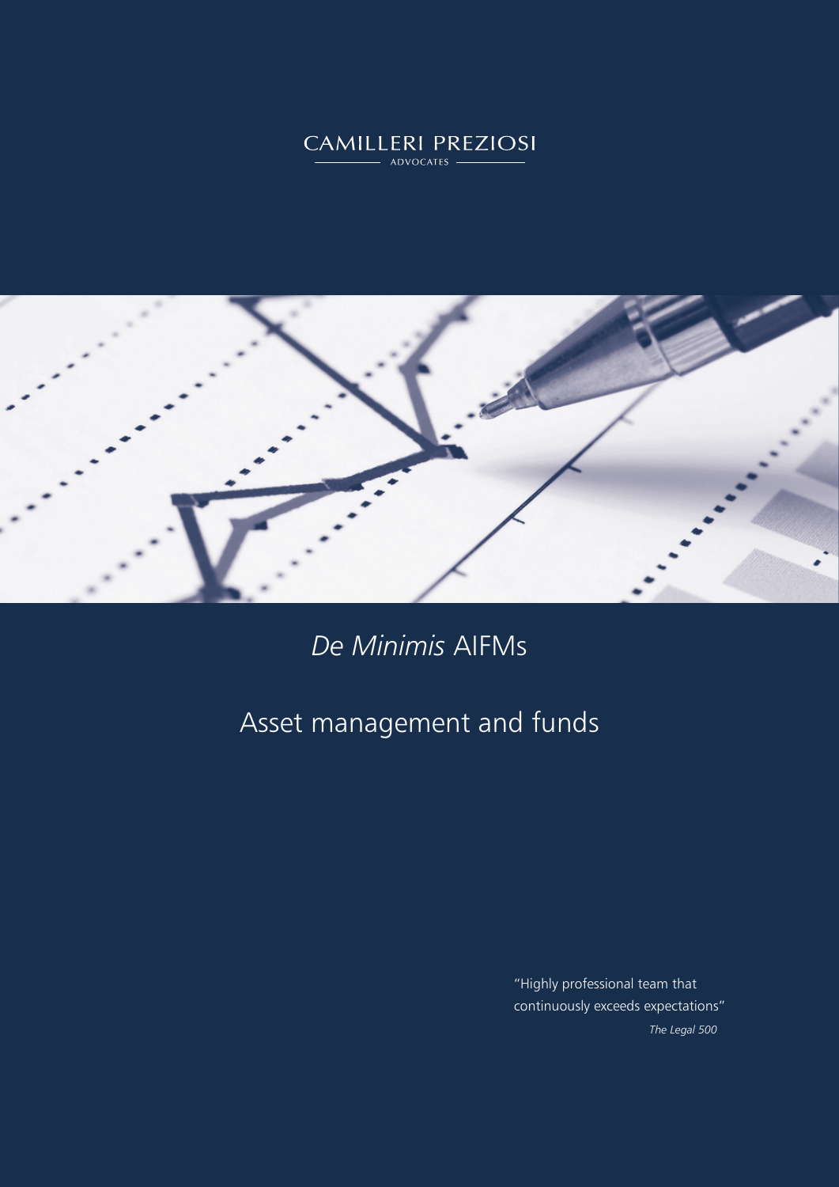CAMILLERI PREZIOSI

ADVOCATES

# *De Minimis* AIFMs

## Asset management and funds

"Highly professional team that continuously exceeds expectations"

*The Legal 500*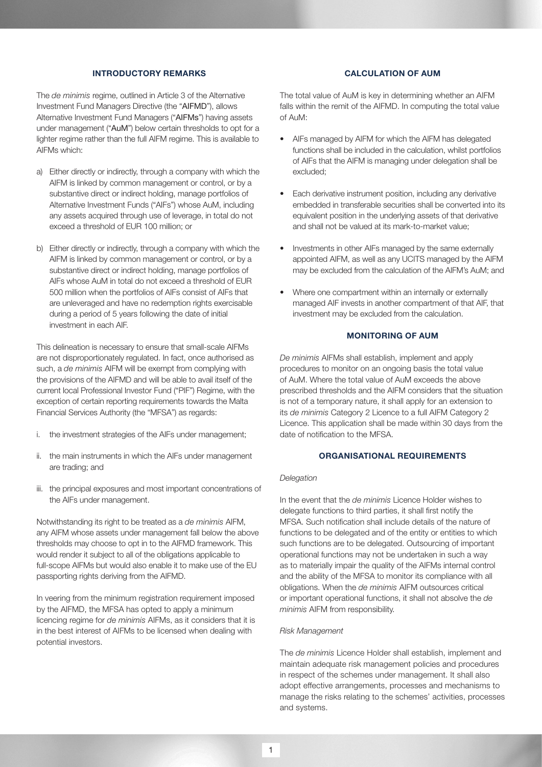## INTRODUCTORY REMARKS

The *de minimis* regime, outlined in Article 3 of the Alternative Investment Fund Managers Directive (the "**AIFMD**"), allows Alternative Investment Fund Managers ("**AIFMs**") having assets under management ("**AuM**") below certain thresholds to opt for a lighter regime rather than the full AIFM regime. This is available to AIFMs which:

a) Either directly or indirectly, through a company with which the AIFM is linked by common management or control, or by a substantive direct or indirect holding, manage portfolios of Alternative Investment Funds ("AIFs") whose AuM, including any assets acquired through use of leverage, in total do not exceed a threshold of EUR 100 million; or

b) Either directly or indirectly, through a company with which the AIFM is linked by common management or control, or by a substantive direct or indirect holding, manage portfolios of AIFs whose AuM in total do not exceed a threshold of EUR 500 million when the portfolios of AIFs consist of AIFs that are unleveraged and have no redemption rights exercisable during a period of 5 years following the date of initial investment in each AIF.

This delineation is necessary to ensure that small-scale AIFMs are not disproportionately regulated. In fact, once authorised as such, a *de minimis* AIFM will be exempt from complying with the provisions of the AIFMD and will be able to avail itself of the current local Professional Investor Fund ("PIF") Regime, with the exception of certain reporting requirements towards the Malta Financial Services Authority (the "MFSA") as regards:

i. the investment strategies of the AIFs under management;

ii. the main instruments in which the AIFs under management are trading; and

iii. the principal exposures and most important concentrations of the AIFs under management.

Notwithstanding its right to be treated as a *de minimis* AIFM, any AIFM whose assets under management fall below the above thresholds may choose to opt in to the AIFMD framework. This would render it subject to all of the obligations applicable to full-scope AIFMs but would also enable it to make use of the EU passporting rights deriving from the AIFMD.

In veering from the minimum registration requirement imposed by the AIFMD, the MFSA has opted to apply a minimum licencing regime for *de minimis* AIFMs, as it considers that it is in the best interest of AIFMs to be licensed when dealing with potential investors.

## CALCULATION OF AUM

The total value of AuM is key in determining whether an AIFM falls within the remit of the AIFMD. In computing the total value of AuM:

- AIFs managed by AIFM for which the AIFM has delegated functions shall be included in the calculation, whilst portfolios of AIFs that the AIFM is managing under delegation shall be excluded;
- Each derivative instrument position, including any derivative embedded in transferable securities shall be converted into its equivalent position in the underlying assets of that derivative and shall not be valued at its mark-to-market value;
- Investments in other AIFs managed by the same externally appointed AIFM, as well as any UCITS managed by the AIFM may be excluded from the calculation of the AIFM's AuM; and
- Where one compartment within an internally or externally managed AIF invests in another compartment of that AIF, that investment may be excluded from the calculation.

## MONITORING OF AUM

*De minimis* AIFMs shall establish, implement and apply procedures to monitor on an ongoing basis the total value of AuM. Where the total value of AuM exceeds the above prescribed thresholds and the AIFM considers that the situation is not of a temporary nature, it shall apply for an extension to its *de minimis* Category 2 Licence to a full AIFM Category 2 Licence. This application shall be made within 30 days from the date of notification to the MFSA.

## ORGANISATIONAL REQUIREMENTS

*Delegation*

In the event that the *de minimis* Licence Holder wishes to delegate functions to third parties, it shall first notify the MFSA. Such notification shall include details of the nature of functions to be delegated and of the entity or entities to which such functions are to be delegated. Outsourcing of important operational functions may not be undertaken in such a way as to materially impair the quality of the AIFMs internal control and the ability of the MFSA to monitor its compliance with all obligations. When the *de minimis* AIFM outsources critical or important operational functions, it shall not absolve the *de minimis* AIFM from responsibility.

*Risk Management*

The *de minimis* Licence Holder shall establish, implement and maintain adequate risk management policies and procedures in respect of the schemes under management. It shall also adopt effective arrangements, processes and mechanisms to manage the risks relating to the schemes' activities, processes and systems.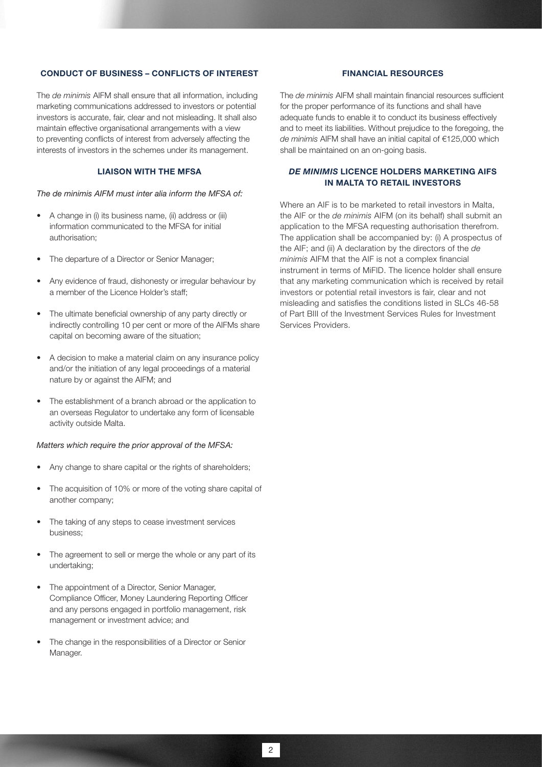## CONDUCT OF BUSINESS – CONFLICTS OF INTEREST

The *de minimis* AIFM shall ensure that all information, including marketing communications addressed to investors or potential investors is accurate, fair, clear and not misleading. It shall also maintain effective organisational arrangements with a view to preventing conflicts of interest from adversely affecting the interests of investors in the schemes under its management.

## LIAISON WITH THE MFSA

*The de minimis AIFM must inter alia inform the MFSA of:*

- A change in (i) its business name, (ii) address or (iii) information communicated to the MFSA for initial authorisation;
- The departure of a Director or Senior Manager;
- Any evidence of fraud, dishonesty or irregular behaviour by a member of the Licence Holder's staff;
- The ultimate beneficial ownership of any party directly or indirectly controlling 10 per cent or more of the AIFMs share capital on becoming aware of the situation;
- A decision to make a material claim on any insurance policy and/or the initiation of any legal proceedings of a material nature by or against the AIFM; and
- The establishment of a branch abroad or the application to an overseas Regulator to undertake any form of licensable activity outside Malta.

*Matters which require the prior approval of the MFSA:*

- Any change to share capital or the rights of shareholders;
- The acquisition of 10% or more of the voting share capital of another company;
- The taking of any steps to cease investment services business;
- The agreement to sell or merge the whole or any part of its undertaking;
- The appointment of a Director, Senior Manager, Compliance Officer, Money Laundering Reporting Officer and any persons engaged in portfolio management, risk management or investment advice; and
- The change in the responsibilities of a Director or Senior Manager.

## FINANCIAL RESOURCES

The *de minimis* AIFM shall maintain financial resources sufficient for the proper performance of its functions and shall have adequate funds to enable it to conduct its business effectively and to meet its liabilities. Without prejudice to the foregoing, the *de minimis* AIFM shall have an initial capital of €125,000 which shall be maintained on an on-going basis.

## *DE MINIMIS* LICENCE HOLDERS MARKETING AIFS IN MALTA TO RETAIL INVESTORS

Where an AIF is to be marketed to retail investors in Malta, the AIF or the *de minimis* AIFM (on its behalf) shall submit an application to the MFSA requesting authorisation therefrom. The application shall be accompanied by: (i) A prospectus of the AIF; and (ii) A declaration by the directors of the *de minimis* AIFM that the AIF is not a complex financial instrument in terms of MiFID. The licence holder shall ensure that any marketing communication which is received by retail investors or potential retail investors is fair, clear and not misleading and satisfies the conditions listed in SLCs 46-58 of Part BIII of the Investment Services Rules for Investment Services Providers.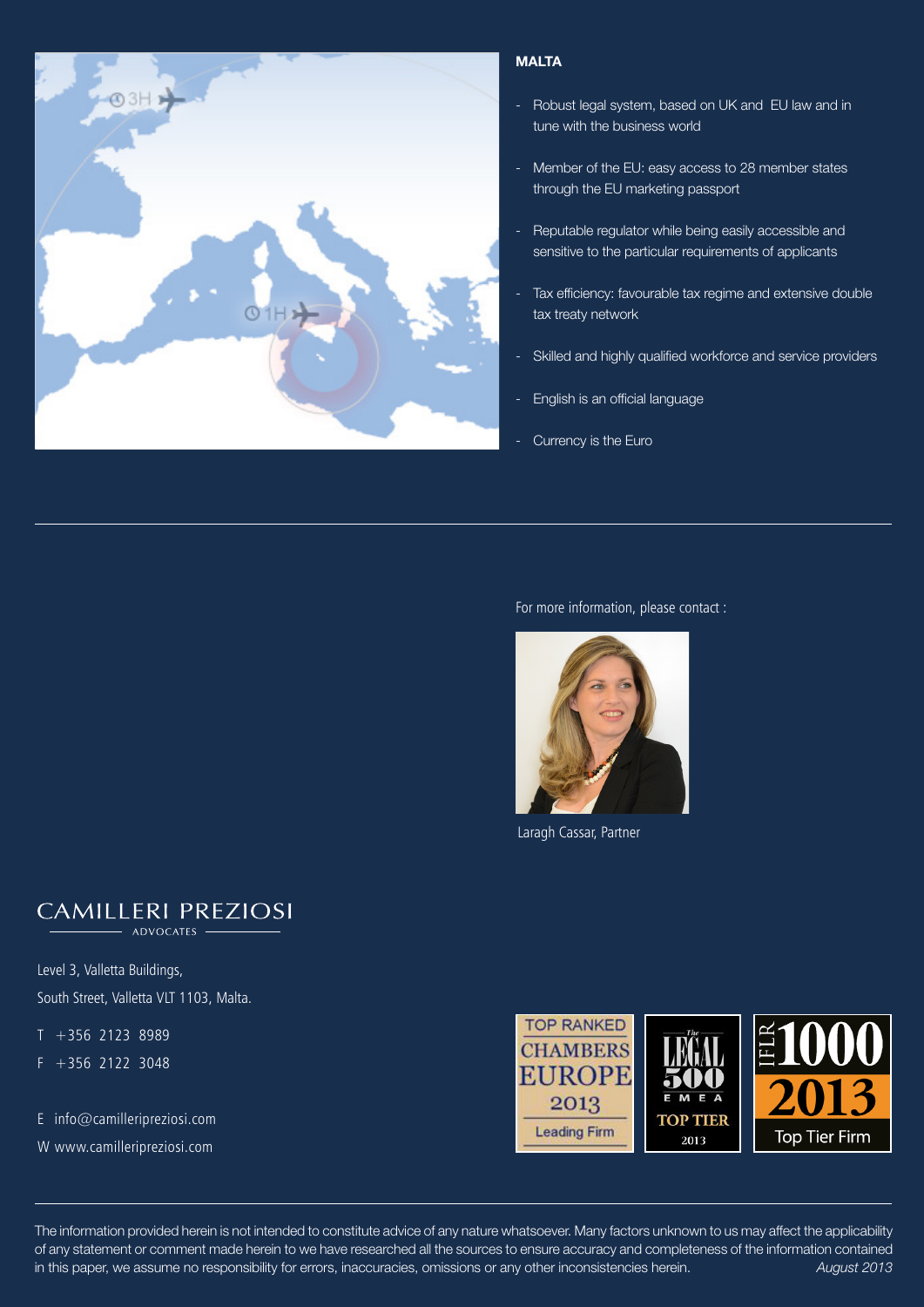## MALTA

- Robust legal system, based on UK and EU law and in tune with the business world
- Member of the EU: easy access to 28 member states through the EU marketing passport
- Reputable regulator while being easily accessible and sensitive to the particular requirements of applicants
- Tax efficiency: favourable tax regime and extensive double tax treaty network
- Skilled and highly qualified workforce and service providers
- English is an official language
- Currency is the Euro

---

For more information, please contact :

Laragh Cassar, Partner

CAMILLERI PREZIOSI
ADVOCATES

Level 3, Valletta Buildings,
South Street, Valletta VLT 1103, Malta.

T +356 2123 8989
F +356 2122 3048

E info@camilleripreziosi.com
W www.camilleripreziosi.com

TOP RANKED CHAMBERS EUROPE 2013 Leading Firm

The LEGAL 500 EMEA TOP TIER 2013

IFLR1000 2013 Top Tier Firm

---

The information provided herein is not intended to constitute advice of any nature whatsoever. Many factors unknown to us may affect the applicability of any statement or comment made herein to we have researched all the sources to ensure accuracy and completeness of the information contained in this paper, we assume no responsibility for errors, inaccuracies, omissions or any other inconsistencies herein. *August 2013*